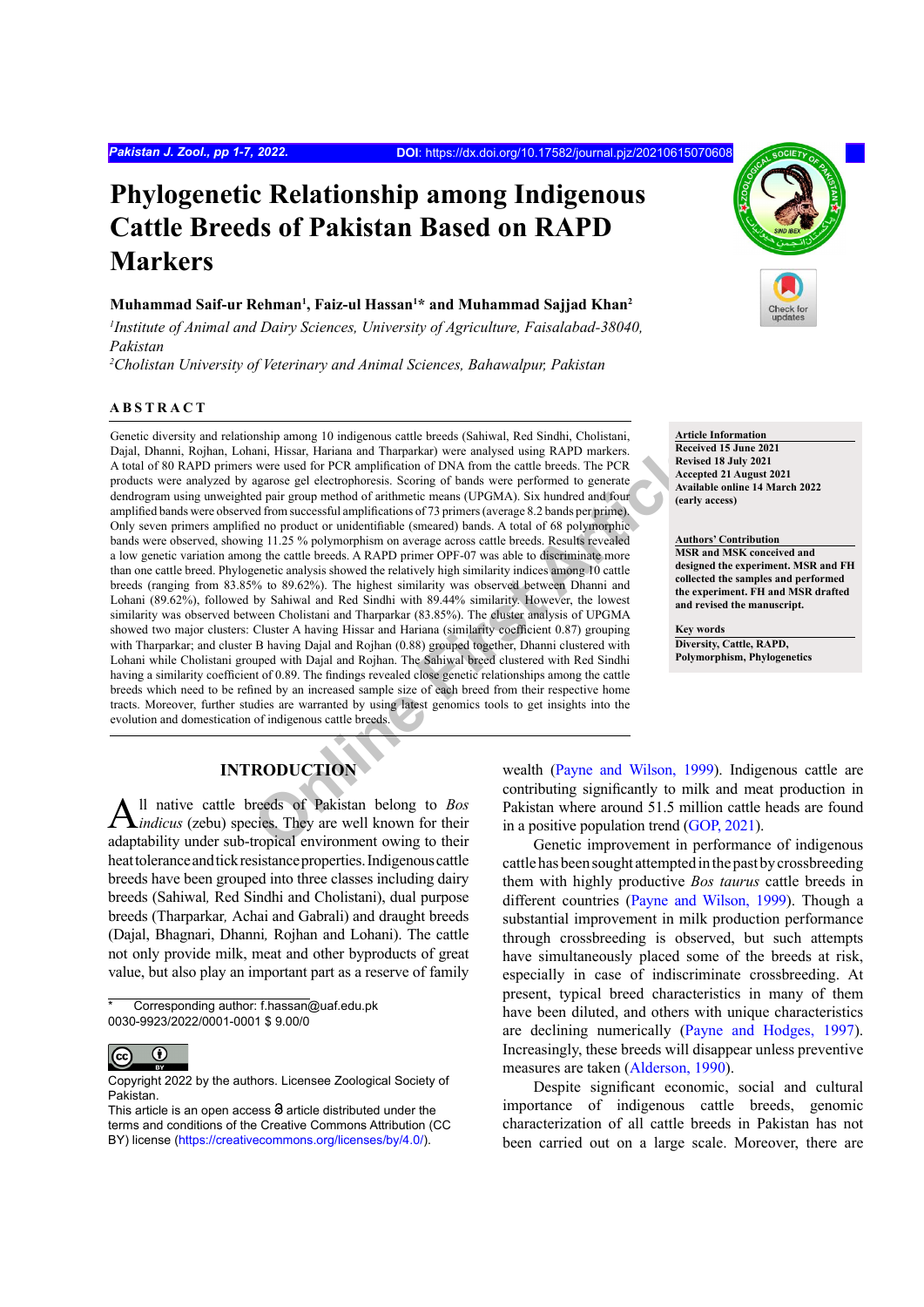# Phylogenetic Relationship among Indigenous Cattle Breeds of Pakistan Based on RAPD Markers

**Muhammad Saif-ur Rehman[1], Faiz-ul Hassan[1]* and Muhammad Sajjad Khan[2]**

*[1]Institute of Animal and Dairy Sciences, University of Agriculture, Faisalabad-38040, Pakistan*
*[2]Cholistan University of Veterinary and Animal Sciences, Bahawalpur, Pakistan*

## ABSTRACT

Genetic diversity and relationship among 10 indigenous cattle breeds (Sahiwal, Red Sindhi, Cholistani, Dajal, Dhanni, Rojhan, Lohani, Hissar, Hariana and Tharparkar) were analysed using RAPD markers. A total of 80 RAPD primers were used for PCR amplification of DNA from the cattle breeds. The PCR products were analyzed by agarose gel electrophoresis. Scoring of bands were performed to generate dendrogram using unweighted pair group method of arithmetic means (UPGMA). Six hundred and four amplified bands were observed from successful amplifications of 73 primers (average 8.2 bands per prime). Only seven primers amplified no product or unidentifiable (smeared) bands. A total of 68 polymorphic bands were observed, showing 11.25 % polymorphism on average across cattle breeds. Results revealed a low genetic variation among the cattle breeds. A RAPD primer OPF-07 was able to discriminate more than one cattle breed. Phylogenetic analysis showed the relatively high similarity indices among 10 cattle breeds (ranging from 83.85% to 89.62%). The highest similarity was observed between Dhanni and Lohani (89.62%), followed by Sahiwal and Red Sindhi with 89.44% similarity. However, the lowest similarity was observed between Cholistani and Tharparkar (83.85%). The cluster analysis of UPGMA showed two major clusters: Cluster A having Hissar and Hariana (similarity coefficient 0.87) grouping with Tharparkar; and cluster B having Dajal and Rojhan (0.88) grouped together, Dhanni clustered with Lohani while Cholistani grouped with Dajal and Rojhan. The Sahiwal breed clustered with Red Sindhi having a similarity coefficient of 0.89. The findings revealed close genetic relationships among the cattle breeds which need to be refined by an increased sample size of each breed from their respective home tracts. Moreover, further studies are warranted by using latest genomics tools to get insights into the evolution and domestication of indigenous cattle breeds.

**Article Information**
Received 15 June 2021
Revised 18 July 2021
Accepted 21 August 2021
Available online 14 March 2022
(early access)

**Authors' Contribution**
MSR and MSK conceived and designed the experiment. MSR and FH collected the samples and performed the experiment. FH and MSR drafted and revised the manuscript.

**Key words**
Diversity, Cattle, RAPD, Polymorphism, Phylogenetics

## INTRODUCTION

All native cattle breeds of Pakistan belong to *Bos indicus* (zebu) species. They are well known for their adaptability under sub-tropical environment owing to their heat tolerance and tick resistance properties. Indigenous cattle breeds have been grouped into three classes including dairy breeds (Sahiwal, Red Sindhi and Cholistani), dual purpose breeds (Tharparkar, Achai and Gabrali) and draught breeds (Dajal, Bhagnari, Dhanni, Rojhan and Lohani). The cattle not only provide milk, meat and other byproducts of great value, but also play an important part as a reserve of family wealth (Payne and Wilson, 1999). Indigenous cattle are contributing significantly to milk and meat production in Pakistan where around 51.5 million cattle heads are found in a positive population trend (GOP, 2021).

Genetic improvement in performance of indigenous cattle has been sought attempted in the past by crossbreeding them with highly productive *Bos taurus* cattle breeds in different countries (Payne and Wilson, 1999). Though a substantial improvement in milk production performance through crossbreeding is observed, but such attempts have simultaneously placed some of the breeds at risk, especially in case of indiscriminate crossbreeding. At present, typical breed characteristics in many of them have been diluted, and others with unique characteristics are declining numerically (Payne and Hodges, 1997). Increasingly, these breeds will disappear unless preventive measures are taken (Alderson, 1990).

Despite significant economic, social and cultural importance of indigenous cattle breeds, genomic characterization of all cattle breeds in Pakistan has not been carried out on a large scale. Moreover, there are

\* Corresponding author: f.hassan@uaf.edu.pk
0030-9923/2022/0001-0001 $ 9.00/0

Copyright 2022 by the authors. Licensee Zoological Society of Pakistan.
This article is an open access article distributed under the terms and conditions of the Creative Commons Attribution (CC BY) license (https://creativecommons.org/licenses/by/4.0/).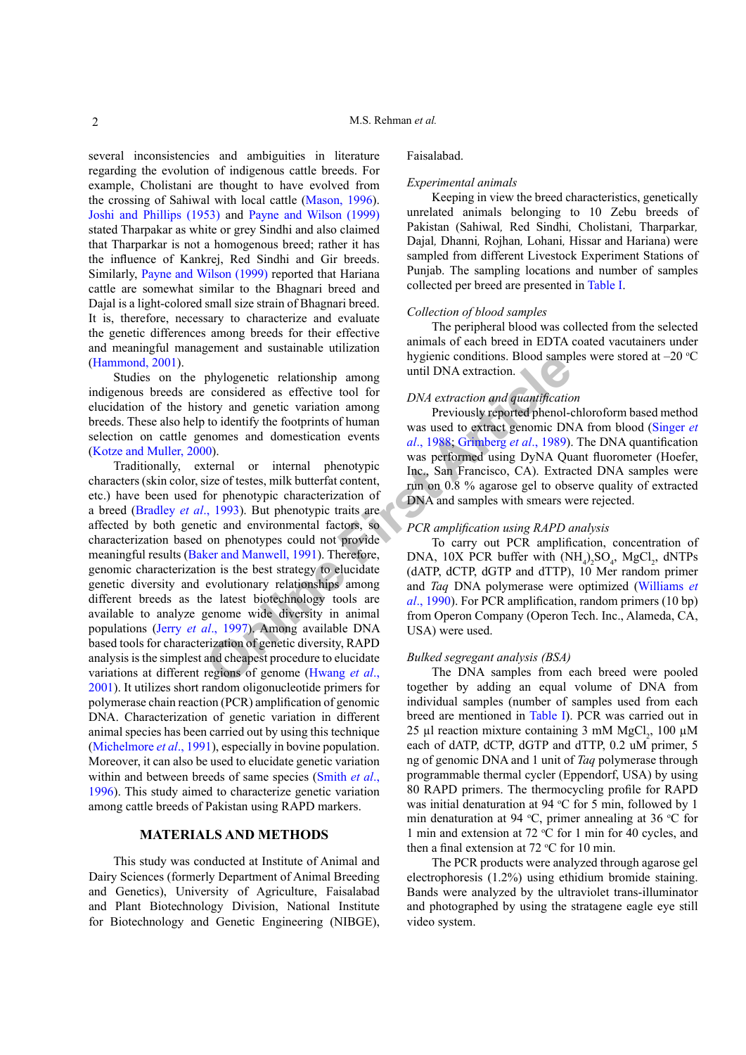several inconsistencies and ambiguities in literature regarding the evolution of indigenous cattle breeds. For example, Cholistani are thought to have evolved from the crossing of Sahiwal with local cattle (Mason, 1996). Joshi and Phillips (1953) and Payne and Wilson (1999) stated Tharpakar as white or grey Sindhi and also claimed that Tharparkar is not a homogenous breed; rather it has the influence of Kankrej, Red Sindhi and Gir breeds. Similarly, Payne and Wilson (1999) reported that Hariana cattle are somewhat similar to the Bhagnari breed and Dajal is a light-colored small size strain of Bhagnari breed. It is, therefore, necessary to characterize and evaluate the genetic differences among breeds for their effective and meaningful management and sustainable utilization (Hammond, 2001).

Studies on the phylogenetic relationship among indigenous breeds are considered as effective tool for elucidation of the history and genetic variation among breeds. These also help to identify the footprints of human selection on cattle genomes and domestication events (Kotze and Muller, 2000).

Traditionally, external or internal phenotypic characters (skin color, size of testes, milk butterfat content, etc.) have been used for phenotypic characterization of a breed (Bradley *et al*., 1993). But phenotypic traits are affected by both genetic and environmental factors, so characterization based on phenotypes could not provide meaningful results (Baker and Manwell, 1991). Therefore, genomic characterization is the best strategy to elucidate genetic diversity and evolutionary relationships among different breeds as the latest biotechnology tools are available to analyze genome wide diversity in animal populations (Jerry *et al*., 1997). Among available DNA based tools for characterization of genetic diversity, RAPD analysis is the simplest and cheapest procedure to elucidate variations at different regions of genome (Hwang *et al*., 2001). It utilizes short random oligonucleotide primers for polymerase chain reaction (PCR) amplification of genomic DNA. Characterization of genetic variation in different animal species has been carried out by using this technique (Michelmore *et al*., 1991), especially in bovine population. Moreover, it can also be used to elucidate genetic variation within and between breeds of same species (Smith *et al*., 1996). This study aimed to characterize genetic variation among cattle breeds of Pakistan using RAPD markers.

## MATERIALS AND METHODS

This study was conducted at Institute of Animal and Dairy Sciences (formerly Department of Animal Breeding and Genetics), University of Agriculture, Faisalabad and Plant Biotechnology Division, National Institute for Biotechnology and Genetic Engineering (NIBGE), Faisalabad.

*Experimental animals*

Keeping in view the breed characteristics, genetically unrelated animals belonging to 10 Zebu breeds of Pakistan (Sahiwal, Red Sindhi, Cholistani, Tharparkar, Dajal, Dhanni, Rojhan, Lohani, Hissar and Hariana) were sampled from different Livestock Experiment Stations of Punjab. The sampling locations and number of samples collected per breed are presented in Table I.

*Collection of blood samples*

The peripheral blood was collected from the selected animals of each breed in EDTA coated vacutainers under hygienic conditions. Blood samples were stored at –20 °C until DNA extraction.

*DNA extraction and quantification*

Previously reported phenol-chloroform based method was used to extract genomic DNA from blood (Singer *et al*., 1988; Grimberg *et al*., 1989). The DNA quantification was performed using DyNA Quant fluorometer (Hoefer, Inc., San Francisco, CA). Extracted DNA samples were run on 0.8 % agarose gel to observe quality of extracted DNA and samples with smears were rejected.

*PCR amplification using RAPD analysis*

To carry out PCR amplification, concentration of DNA, 10X PCR buffer with $(NH_4)_2SO_4$, $MgCl_2$, dNTPs (dATP, dCTP, dGTP and dTTP), 10 Mer random primer and *Taq* DNA polymerase were optimized (Williams *et al*., 1990). For PCR amplification, random primers (10 bp) from Operon Company (Operon Tech. Inc., Alameda, CA, USA) were used.

*Bulked segregant analysis (BSA)*

The DNA samples from each breed were pooled together by adding an equal volume of DNA from individual samples (number of samples used from each breed are mentioned in Table I). PCR was carried out in 25 µl reaction mixture containing 3 mM $MgCl_2$, 100 µM each of dATP, dCTP, dGTP and dTTP, 0.2 uM primer, 5 ng of genomic DNA and 1 unit of *Taq* polymerase through programmable thermal cycler (Eppendorf, USA) by using 80 RAPD primers. The thermocycling profile for RAPD was initial denaturation at 94 °C for 5 min, followed by 1 min denaturation at 94 °C, primer annealing at 36 °C for 1 min and extension at 72 °C for 1 min for 40 cycles, and then a final extension at 72 °C for 10 min.

The PCR products were analyzed through agarose gel electrophoresis (1.2%) using ethidium bromide staining. Bands were analyzed by the ultraviolet trans-illuminator and photographed by using the stratagene eagle eye still video system.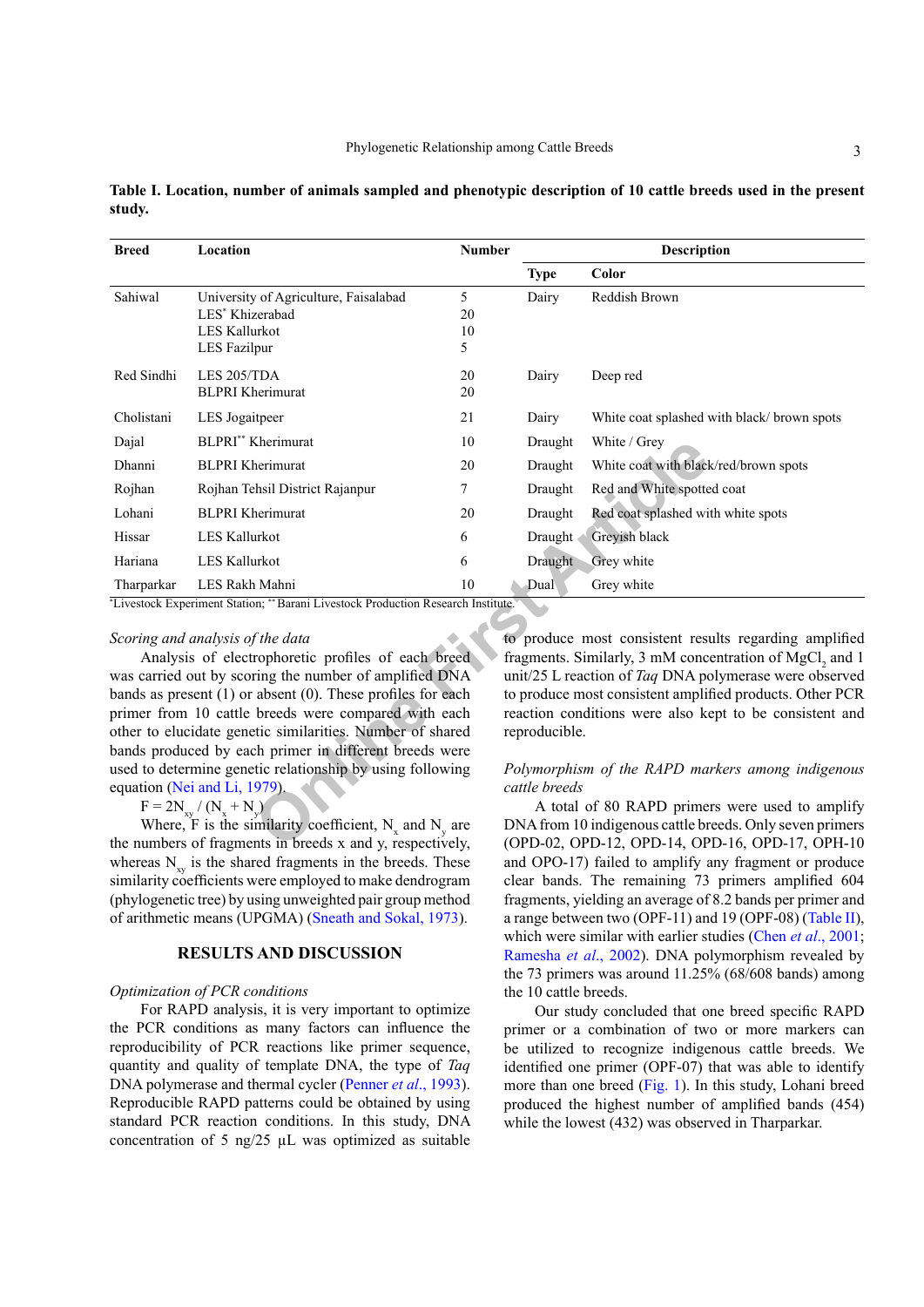**Table I. Location, number of animals sampled and phenotypic description of 10 cattle breeds used in the present study.**

| Breed | Location | Number | Description | |
|---|---|---|---|---|
| | | | Type | Color |
| Sahiwal | University of Agriculture, Faisalabad | 5 | Dairy | Reddish Brown |
| | LES* Khizerabad | 20 | | |
| | LES Kallurkot | 10 | | |
| | LES Fazilpur | 5 | | |
| Red Sindhi | LES 205/TDA | 20 | Dairy | Deep red |
| | BLPRI Kherimurat | 20 | | |
| Cholistani | LES Jogaitpeer | 21 | Dairy | White coat splashed with black/ brown spots |
| Dajal | BLPRI** Kherimurat | 10 | Draught | White / Grey |
| Dhanni | BLPRI Kherimurat | 20 | Draught | White coat with black/red/brown spots |
| Rojhan | Rojhan Tehsil District Rajanpur | 7 | Draught | Red and White spotted coat |
| Lohani | BLPRI Kherimurat | 20 | Draught | Red coat splashed with white spots |
| Hissar | LES Kallurkot | 6 | Draught | Greyish black |
| Hariana | LES Kallurkot | 6 | Draught | Grey white |
| Tharparkar | LES Rakh Mahni | 10 | Dual | Grey white |

*Livestock Experiment Station; **Barani Livestock Production Research Institute.

*Scoring and analysis of the data*

Analysis of electrophoretic profiles of each breed was carried out by scoring the number of amplified DNA bands as present (1) or absent (0). These profiles for each primer from 10 cattle breeds were compared with each other to elucidate genetic similarities. Number of shared bands produced by each primer in different breeds were used to determine genetic relationship by using following equation (Nei and Li, 1979).

$$F = 2N_{xy} / (N_x + N_y)$$

Where, F is the similarity coefficient, $N_x$ and $N_y$ are the numbers of fragments in breeds x and y, respectively, whereas $N_{xy}$ is the shared fragments in the breeds. These similarity coefficients were employed to make dendrogram (phylogenetic tree) by using unweighted pair group method of arithmetic means (UPGMA) (Sneath and Sokal, 1973).

## RESULTS AND DISCUSSION

*Optimization of PCR conditions*

For RAPD analysis, it is very important to optimize the PCR conditions as many factors can influence the reproducibility of PCR reactions like primer sequence, quantity and quality of template DNA, the type of *Taq* DNA polymerase and thermal cycler (Penner *et al*., 1993). Reproducible RAPD patterns could be obtained by using standard PCR reaction conditions. In this study, DNA concentration of 5 ng/25 µL was optimized as suitable to produce most consistent results regarding amplified fragments. Similarly, 3 mM concentration of $MgCl_2$ and 1 unit/25 L reaction of *Taq* DNA polymerase were observed to produce most consistent amplified products. Other PCR reaction conditions were also kept to be consistent and reproducible.

*Polymorphism of the RAPD markers among indigenous cattle breeds*

A total of 80 RAPD primers were used to amplify DNA from 10 indigenous cattle breeds. Only seven primers (OPD-02, OPD-12, OPD-14, OPD-16, OPD-17, OPH-10 and OPO-17) failed to amplify any fragment or produce clear bands. The remaining 73 primers amplified 604 fragments, yielding an average of 8.2 bands per primer and a range between two (OPF-11) and 19 (OPF-08) (Table II), which were similar with earlier studies (Chen *et al*., 2001; Ramesha *et al*., 2002). DNA polymorphism revealed by the 73 primers was around 11.25% (68/608 bands) among the 10 cattle breeds.

Our study concluded that one breed specific RAPD primer or a combination of two or more markers can be utilized to recognize indigenous cattle breeds. We identified one primer (OPF-07) that was able to identify more than one breed (Fig. 1). In this study, Lohani breed produced the highest number of amplified bands (454) while the lowest (432) was observed in Tharparkar.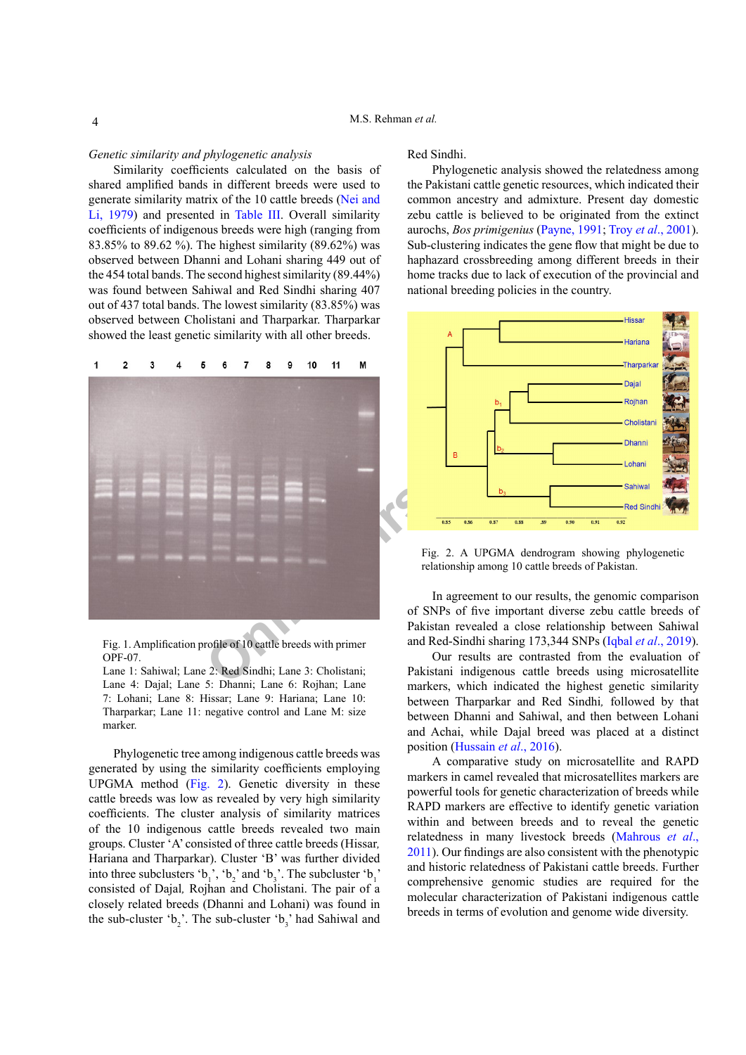*Genetic similarity and phylogenetic analysis*

Similarity coefficients calculated on the basis of shared amplified bands in different breeds were used to generate similarity matrix of the 10 cattle breeds (Nei and Li, 1979) and presented in Table III. Overall similarity coefficients of indigenous breeds were high (ranging from 83.85% to 89.62 %). The highest similarity (89.62%) was observed between Dhanni and Lohani sharing 449 out of the 454 total bands. The second highest similarity (89.44%) was found between Sahiwal and Red Sindhi sharing 407 out of 437 total bands. The lowest similarity (83.85%) was observed between Cholistani and Tharparkar. Tharparkar showed the least genetic similarity with all other breeds.

Fig. 1. Amplification profile of 10 cattle breeds with primer OPF-07.
Lane 1: Sahiwal; Lane 2: Red Sindhi; Lane 3: Cholistani; Lane 4: Dajal; Lane 5: Dhanni; Lane 6: Rojhan; Lane 7: Lohani; Lane 8: Hissar; Lane 9: Hariana; Lane 10: Tharparkar; Lane 11: negative control and Lane M: size marker.

Phylogenetic tree among indigenous cattle breeds was generated by using the similarity coefficients employing UPGMA method (Fig. 2). Genetic diversity in these cattle breeds was low as revealed by very high similarity coefficients. The cluster analysis of similarity matrices of the 10 indigenous cattle breeds revealed two main groups. Cluster 'A' consisted of three cattle breeds (Hissar, Hariana and Tharparkar). Cluster 'B' was further divided into three subclusters '$b_1$', '$b_2$' and '$b_3$'. The subcluster '$b_1$' consisted of Dajal, Rojhan and Cholistani. The pair of a closely related breeds (Dhanni and Lohani) was found in the sub-cluster '$b_2$'. The sub-cluster '$b_3$' had Sahiwal and Red Sindhi.

Phylogenetic analysis showed the relatedness among the Pakistani cattle genetic resources, which indicated their common ancestry and admixture. Present day domestic zebu cattle is believed to be originated from the extinct aurochs, *Bos primigenius* (Payne, 1991; Troy *et al*., 2001). Sub-clustering indicates the gene flow that might be due to haphazard crossbreeding among different breeds in their home tracks due to lack of execution of the provincial and national breeding policies in the country.

Fig. 2. A UPGMA dendrogram showing phylogenetic relationship among 10 cattle breeds of Pakistan.

In agreement to our results, the genomic comparison of SNPs of five important diverse zebu cattle breeds of Pakistan revealed a close relationship between Sahiwal and Red-Sindhi sharing 173,344 SNPs (Iqbal *et al*., 2019).

Our results are contrasted from the evaluation of Pakistani indigenous cattle breeds using microsatellite markers, which indicated the highest genetic similarity between Tharparkar and Red Sindhi, followed by that between Dhanni and Sahiwal, and then between Lohani and Achai, while Dajal breed was placed at a distinct position (Hussain *et al*., 2016).

A comparative study on microsatellite and RAPD markers in camel revealed that microsatellites markers are powerful tools for genetic characterization of breeds while RAPD markers are effective to identify genetic variation within and between breeds and to reveal the genetic relatedness in many livestock breeds (Mahrous *et al*., 2011). Our findings are also consistent with the phenotypic and historic relatedness of Pakistani cattle breeds. Further comprehensive genomic studies are required for the molecular characterization of Pakistani indigenous cattle breeds in terms of evolution and genome wide diversity.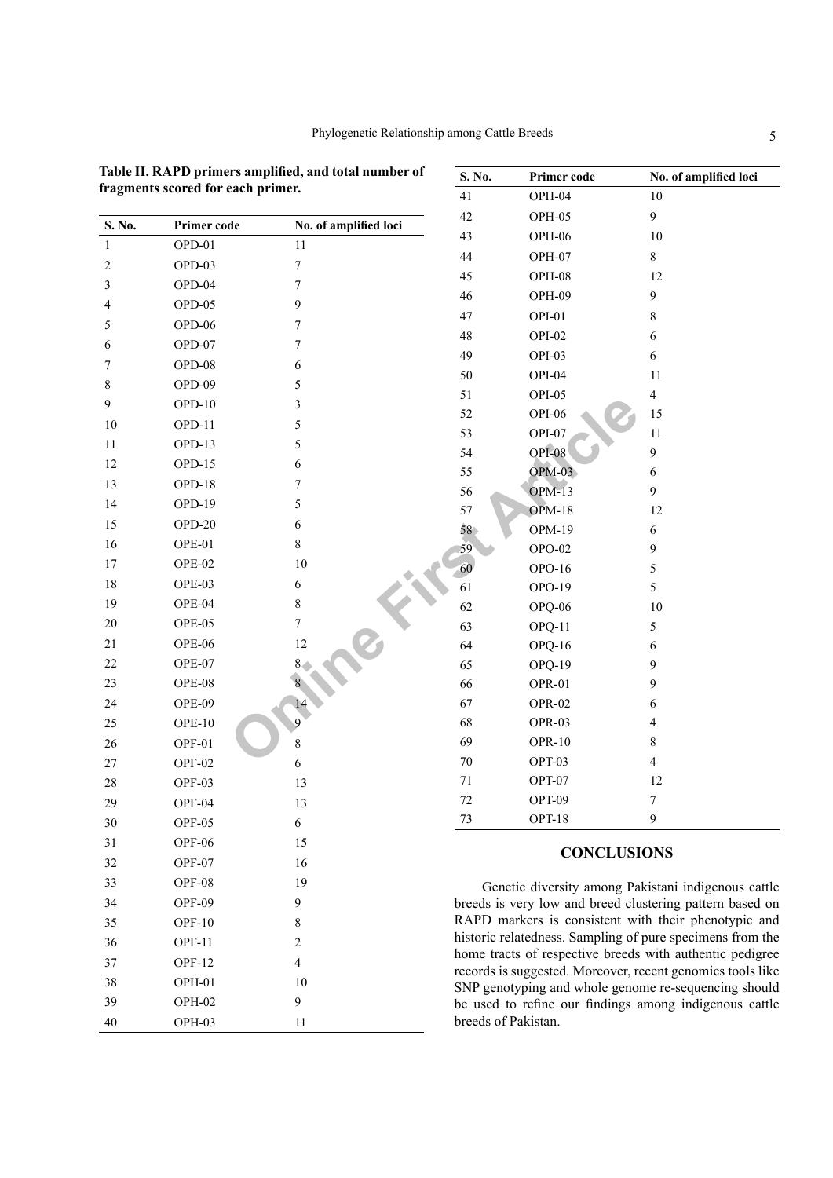**Table II. RAPD primers amplified, and total number of fragments scored for each primer.**

| S. No. | Primer code | No. of amplified loci |
|---|---|---|
| 1 | OPD-01 | 11 |
| 2 | OPD-03 | 7 |
| 3 | OPD-04 | 7 |
| 4 | OPD-05 | 9 |
| 5 | OPD-06 | 7 |
| 6 | OPD-07 | 7 |
| 7 | OPD-08 | 6 |
| 8 | OPD-09 | 5 |
| 9 | OPD-10 | 3 |
| 10 | OPD-11 | 5 |
| 11 | OPD-13 | 5 |
| 12 | OPD-15 | 6 |
| 13 | OPD-18 | 7 |
| 14 | OPD-19 | 5 |
| 15 | OPD-20 | 6 |
| 16 | OPE-01 | 8 |
| 17 | OPE-02 | 10 |
| 18 | OPE-03 | 6 |
| 19 | OPE-04 | 8 |
| 20 | OPE-05 | 7 |
| 21 | OPE-06 | 12 |
| 22 | OPE-07 | 8 |
| 23 | OPE-08 | 8 |
| 24 | OPE-09 | 14 |
| 25 | OPE-10 | 9 |
| 26 | OPF-01 | 8 |
| 27 | OPF-02 | 6 |
| 28 | OPF-03 | 13 |
| 29 | OPF-04 | 13 |
| 30 | OPF-05 | 6 |
| 31 | OPF-06 | 15 |
| 32 | OPF-07 | 16 |
| 33 | OPF-08 | 19 |
| 34 | OPF-09 | 9 |
| 35 | OPF-10 | 8 |
| 36 | OPF-11 | 2 |
| 37 | OPF-12 | 4 |
| 38 | OPH-01 | 10 |
| 39 | OPH-02 | 9 |
| 40 | OPH-03 | 11 |
| 41 | OPH-04 | 10 |
| 42 | OPH-05 | 9 |
| 43 | OPH-06 | 10 |
| 44 | OPH-07 | 8 |
| 45 | OPH-08 | 12 |
| 46 | OPH-09 | 9 |
| 47 | OPI-01 | 8 |
| 48 | OPI-02 | 6 |
| 49 | OPI-03 | 6 |
| 50 | OPI-04 | 11 |
| 51 | OPI-05 | 4 |
| 52 | OPI-06 | 15 |
| 53 | OPI-07 | 11 |
| 54 | OPI-08 | 9 |
| 55 | OPM-03 | 6 |
| 56 | OPM-13 | 9 |
| 57 | OPM-18 | 12 |
| 58 | OPM-19 | 6 |
| 59 | OPO-02 | 9 |
| 60 | OPO-16 | 5 |
| 61 | OPO-19 | 5 |
| 62 | OPQ-06 | 10 |
| 63 | OPQ-11 | 5 |
| 64 | OPQ-16 | 6 |
| 65 | OPQ-19 | 9 |
| 66 | OPR-01 | 9 |
| 67 | OPR-02 | 6 |
| 68 | OPR-03 | 4 |
| 69 | OPR-10 | 8 |
| 70 | OPT-03 | 4 |
| 71 | OPT-07 | 12 |
| 72 | OPT-09 | 7 |
| 73 | OPT-18 | 9 |

## CONCLUSIONS

Genetic diversity among Pakistani indigenous cattle breeds is very low and breed clustering pattern based on RAPD markers is consistent with their phenotypic and historic relatedness. Sampling of pure specimens from the home tracts of respective breeds with authentic pedigree records is suggested. Moreover, recent genomics tools like SNP genotyping and whole genome re-sequencing should be used to refine our findings among indigenous cattle breeds of Pakistan.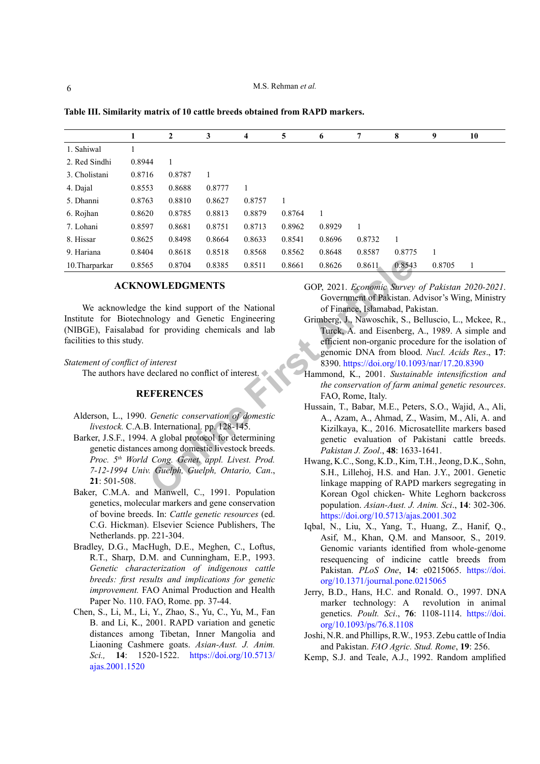**Table III. Similarity matrix of 10 cattle breeds obtained from RAPD markers.**

| | 1 | 2 | 3 | 4 | 5 | 6 | 7 | 8 | 9 | 10 |
|---|---|---|---|---|---|---|---|---|---|---|
| 1. Sahiwal | 1 | | | | | | | | | |
| 2. Red Sindhi | 0.8944 | 1 | | | | | | | | |
| 3. Cholistani | 0.8716 | 0.8787 | 1 | | | | | | | |
| 4. Dajal | 0.8553 | 0.8688 | 0.8777 | 1 | | | | | | |
| 5. Dhanni | 0.8763 | 0.8810 | 0.8627 | 0.8757 | 1 | | | | | |
| 6. Rojhan | 0.8620 | 0.8785 | 0.8813 | 0.8879 | 0.8764 | 1 | | | | |
| 7. Lohani | 0.8597 | 0.8681 | 0.8751 | 0.8713 | 0.8962 | 0.8929 | 1 | | | |
| 8. Hissar | 0.8625 | 0.8498 | 0.8664 | 0.8633 | 0.8541 | 0.8696 | 0.8732 | 1 | | |
| 9. Hariana | 0.8404 | 0.8618 | 0.8518 | 0.8568 | 0.8562 | 0.8648 | 0.8587 | 0.8775 | 1 | |
| 10.Tharparkar | 0.8565 | 0.8704 | 0.8385 | 0.8511 | 0.8661 | 0.8626 | 0.8611 | 0.8543 | 0.8705 | 1 |

## ACKNOWLEDGMENTS

We acknowledge the kind support of the National Institute for Biotechnology and Genetic Engineering (NIBGE), Faisalabad for providing chemicals and lab facilities to this study.

*Statement of conflict of interest*

The authors have declared no conflict of interest.

## REFERENCES

Alderson, L., 1990. *Genetic conservation of domestic livestock.* C.A.B. International. pp. 128-145.

Barker, J.S.F., 1994. A global protocol for determining genetic distances among domestic livestock breeds. *Proc. 5th World Cong. Genet. appl. Livest. Prod. 7-12-1994 Univ. Guelph, Guelph, Ontario, Can.*, **21**: 501-508.

Baker, C.M.A. and Manwell, C., 1991. Population genetics, molecular markers and gene conservation of bovine breeds. In: *Cattle genetic resources* (ed. C.G. Hickman). Elsevier Science Publishers, The Netherlands. pp. 221-304.

Bradley, D.G., MacHugh, D.E., Meghen, C., Loftus, R.T., Sharp, D.M. and Cunningham, E.P., 1993. *Genetic characterization of indigenous cattle breeds: first results and implications for genetic improvement.* FAO Animal Production and Health Paper No. 110. FAO, Rome. pp. 37-44.

Chen, S., Li, M., Li, Y., Zhao, S., Yu, C., Yu, M., Fan B. and Li, K., 2001. RAPD variation and genetic distances among Tibetan, Inner Mangolia and Liaoning Cashmere goats. *Asian-Aust. J. Anim. Sci.,* **14**: 1520-1522. https://doi.org/10.5713/ajas.2001.1520

GOP, 2021. *Economic Survey of Pakistan 2020-2021*. Government of Pakistan. Advisor's Wing, Ministry of Finance, Islamabad, Pakistan.

Grimberg, J., Nawoschik, S., Belluscio, L., Mckee, R., Turck, A. and Eisenberg, A., 1989. A simple and efficient non-organic procedure for the isolation of genomic DNA from blood. *Nucl. Acids Res*., **17**: 8390. https://doi.org/10.1093/nar/17.20.8390

Hammond, K., 2001. *Sustainable intensifiction and the conservation of farm animal genetic resources*. FAO, Rome, Italy.

Hussain, T., Babar, M.E., Peters, S.O., Wajid, A., Ali, A., Azam, A., Ahmad, Z., Wasim, M., Ali, A. and Kizilkaya, K., 2016. Microsatellite markers based genetic evaluation of Pakistani cattle breeds. *Pakistan J. Zool*., **48**: 1633-1641.

Hwang, K.C., Song, K.D., Kim, T.H., Jeong, D.K., Sohn, S.H., Lillehoj, H.S. and Han. J.Y., 2001. Genetic linkage mapping of RAPD markers segregating in Korean Ogol chicken- White Leghorn backcross population. *Asian-Aust. J. Anim. Sci*., **14**: 302-306. https://doi.org/10.5713/ajas.2001.302

Iqbal, N., Liu, X., Yang, T., Huang, Z., Hanif, Q., Asif, M., Khan, Q.M. and Mansoor, S., 2019. Genomic variants identified from whole-genome resequencing of indicine cattle breeds from Pakistan. *PLoS One*, **14**: e0215065. https://doi.org/10.1371/journal.pone.0215065

Jerry, B.D., Hans, H.C. and Ronald. O., 1997. DNA marker technology: A revolution in animal genetics. *Poult. Sci*., **76**: 1108-1114. https://doi.org/10.1093/ps/76.8.1108

Joshi, N.R. and Phillips, R.W., 1953. Zebu cattle of India and Pakistan. *FAO Agric. Stud. Rome*, **19**: 256.

Kemp, S.J. and Teale, A.J., 1992. Random amplified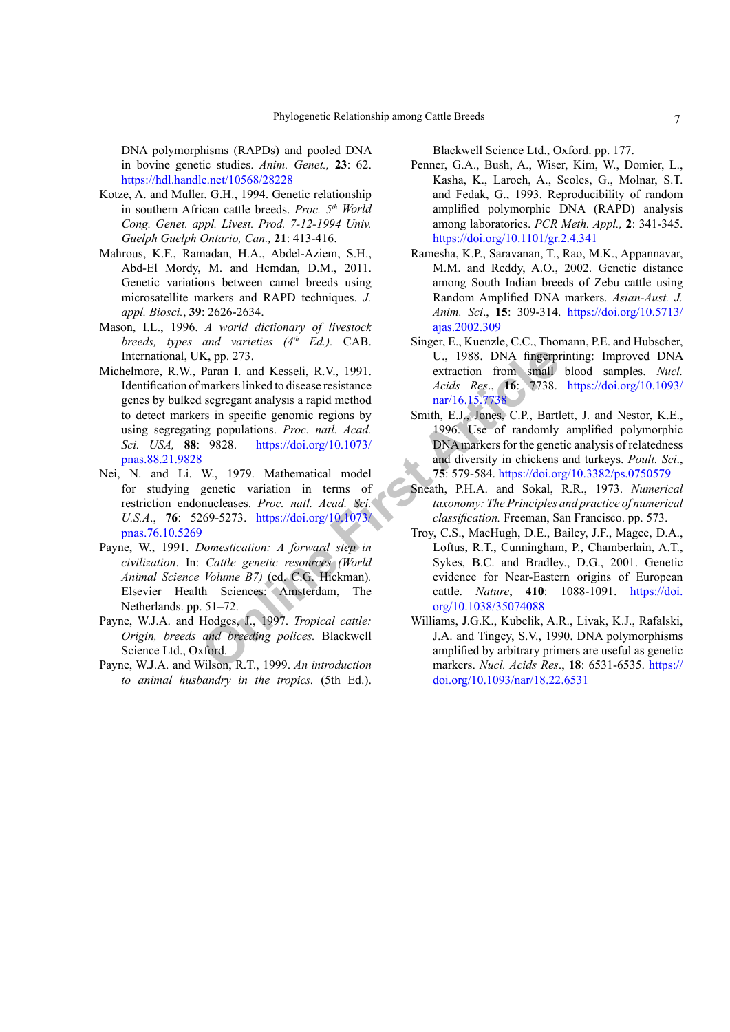DNA polymorphisms (RAPDs) and pooled DNA in bovine genetic studies. *Anim. Genet.,* **23**: 62. https://hdl.handle.net/10568/28228

Kotze, A. and Muller. G.H., 1994. Genetic relationship in southern African cattle breeds. *Proc. 5th World Cong. Genet. appl. Livest. Prod. 7-12-1994 Univ. Guelph Guelph Ontario, Can.,* **21**: 413-416.

Mahrous, K.F., Ramadan, H.A., Abdel-Aziem, S.H., Abd-El Mordy, M. and Hemdan, D.M., 2011. Genetic variations between camel breeds using microsatellite markers and RAPD techniques. *J. appl. Biosci.*, **39**: 2626-2634.

Mason, I.L., 1996. *A world dictionary of livestock breeds, types and varieties (4th Ed.).* CAB. International, UK, pp. 273.

Michelmore, R.W., Paran I. and Kesseli, R.V., 1991. Identification of markers linked to disease resistance genes by bulked segregant analysis a rapid method to detect markers in specific genomic regions by using segregating populations. *Proc. natl. Acad. Sci. USA,* **88**: 9828. https://doi.org/10.1073/pnas.88.21.9828

Nei, N. and Li. W., 1979. Mathematical model for studying genetic variation in terms of restriction endonucleases. *Proc. natl. Acad. Sci. U.S.A*., **76**: 5269-5273. https://doi.org/10.1073/pnas.76.10.5269

Payne, W., 1991. *Domestication: A forward step in civilization*. In: *Cattle genetic resources (World Animal Science Volume B7)* (ed. C.G. Hickman). Elsevier Health Sciences: Amsterdam, The Netherlands. pp. 51–72.

Payne, W.J.A. and Hodges, J., 1997. *Tropical cattle: Origin, breeds and breeding polices.* Blackwell Science Ltd., Oxford.

Payne, W.J.A. and Wilson, R.T., 1999. *An introduction to animal husbandry in the tropics.* (5th Ed.). Blackwell Science Ltd., Oxford. pp. 177.

Penner, G.A., Bush, A., Wiser, Kim, W., Domier, L., Kasha, K., Laroch, A., Scoles, G., Molnar, S.T. and Fedak, G., 1993. Reproducibility of random amplified polymorphic DNA (RAPD) analysis among laboratories. *PCR Meth. Appl.,* **2**: 341-345. https://doi.org/10.1101/gr.2.4.341

Ramesha, K.P., Saravanan, T., Rao, M.K., Appannavar, M.M. and Reddy, A.O., 2002. Genetic distance among South Indian breeds of Zebu cattle using Random Amplified DNA markers. *Asian-Aust. J. Anim. Sci*., **15**: 309-314. https://doi.org/10.5713/ajas.2002.309

Singer, E., Kuenzle, C.C., Thomann, P.E. and Hubscher, U., 1988. DNA fingerprinting: Improved DNA extraction from small blood samples. *Nucl. Acids Res*., **16**: 7738. https://doi.org/10.1093/nar/16.15.7738

Smith, E.J., Jones, C.P., Bartlett, J. and Nestor, K.E., 1996. Use of randomly amplified polymorphic DNA markers for the genetic analysis of relatedness and diversity in chickens and turkeys. *Poult. Sci*., **75**: 579-584. https://doi.org/10.3382/ps.0750579

Sneath, P.H.A. and Sokal, R.R., 1973. *Numerical taxonomy: The Principles and practice of numerical classification.* Freeman, San Francisco. pp. 573.

Troy, C.S., MacHugh, D.E., Bailey, J.F., Magee, D.A., Loftus, R.T., Cunningham, P., Chamberlain, A.T., Sykes, B.C. and Bradley., D.G., 2001. Genetic evidence for Near-Eastern origins of European cattle. *Nature*, **410**: 1088-1091. https://doi.org/10.1038/35074088

Williams, J.G.K., Kubelik, A.R., Livak, K.J., Rafalski, J.A. and Tingey, S.V., 1990. DNA polymorphisms amplified by arbitrary primers are useful as genetic markers. *Nucl. Acids Res*., **18**: 6531-6535. https://doi.org/10.1093/nar/18.22.6531